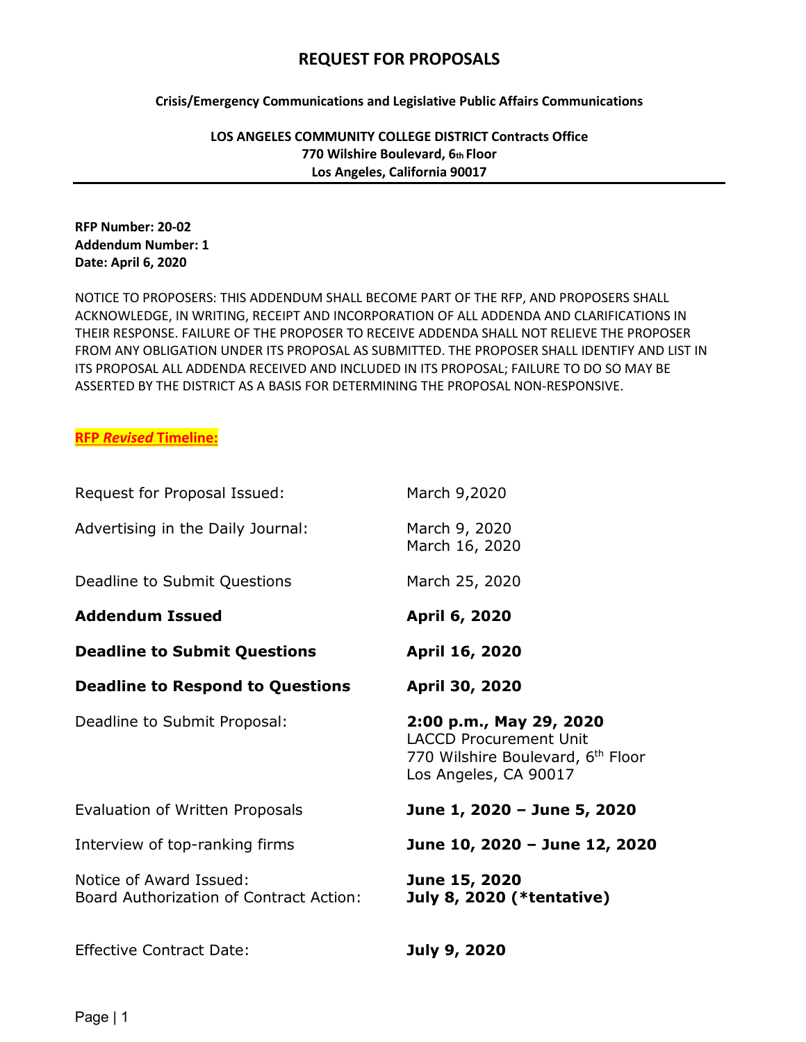# REQUEST FOR PROPOSALS

**Crisis/Emergency Communications and Legislative Public Affairs Communications**

**LOS ANGELES COMMUNITY COLLEGE DISTRICT Contracts Office**
**770 Wilshire Boulevard, 6th Floor**
**Los Angeles, California 90017**

---

**RFP Number: 20-02**
**Addendum Number: 1**
**Date: April 6, 2020**

NOTICE TO PROPOSERS: THIS ADDENDUM SHALL BECOME PART OF THE RFP, AND PROPOSERS SHALL ACKNOWLEDGE, IN WRITING, RECEIPT AND INCORPORATION OF ALL ADDENDA AND CLARIFICATIONS IN THEIR RESPONSE. FAILURE OF THE PROPOSER TO RECEIVE ADDENDA SHALL NOT RELIEVE THE PROPOSER FROM ANY OBLIGATION UNDER ITS PROPOSAL AS SUBMITTED. THE PROPOSER SHALL IDENTIFY AND LIST IN ITS PROPOSAL ALL ADDENDA RECEIVED AND INCLUDED IN ITS PROPOSAL; FAILURE TO DO SO MAY BE ASSERTED BY THE DISTRICT AS A BASIS FOR DETERMINING THE PROPOSAL NON-RESPONSIVE.

**RFP *Revised* Timeline:**

| | |
|---|---|
| Request for Proposal Issued: | March 9,2020 |
| Advertising in the Daily Journal: | March 9, 2020<br>March 16, 2020 |
| Deadline to Submit Questions | March 25, 2020 |
| **Addendum Issued** | **April 6, 2020** |
| **Deadline to Submit Questions** | **April 16, 2020** |
| **Deadline to Respond to Questions** | **April 30, 2020** |
| Deadline to Submit Proposal: | **2:00 p.m., May 29, 2020**<br>LACCD Procurement Unit<br>770 Wilshire Boulevard, 6th Floor<br>Los Angeles, CA 90017 |
| Evaluation of Written Proposals | **June 1, 2020 – June 5, 2020** |
| Interview of top-ranking firms | **June 10, 2020 – June 12, 2020** |
| Notice of Award Issued: | **June 15, 2020** |
| Board Authorization of Contract Action: | **July 8, 2020 (*tentative)** |
| Effective Contract Date: | **July 9, 2020** |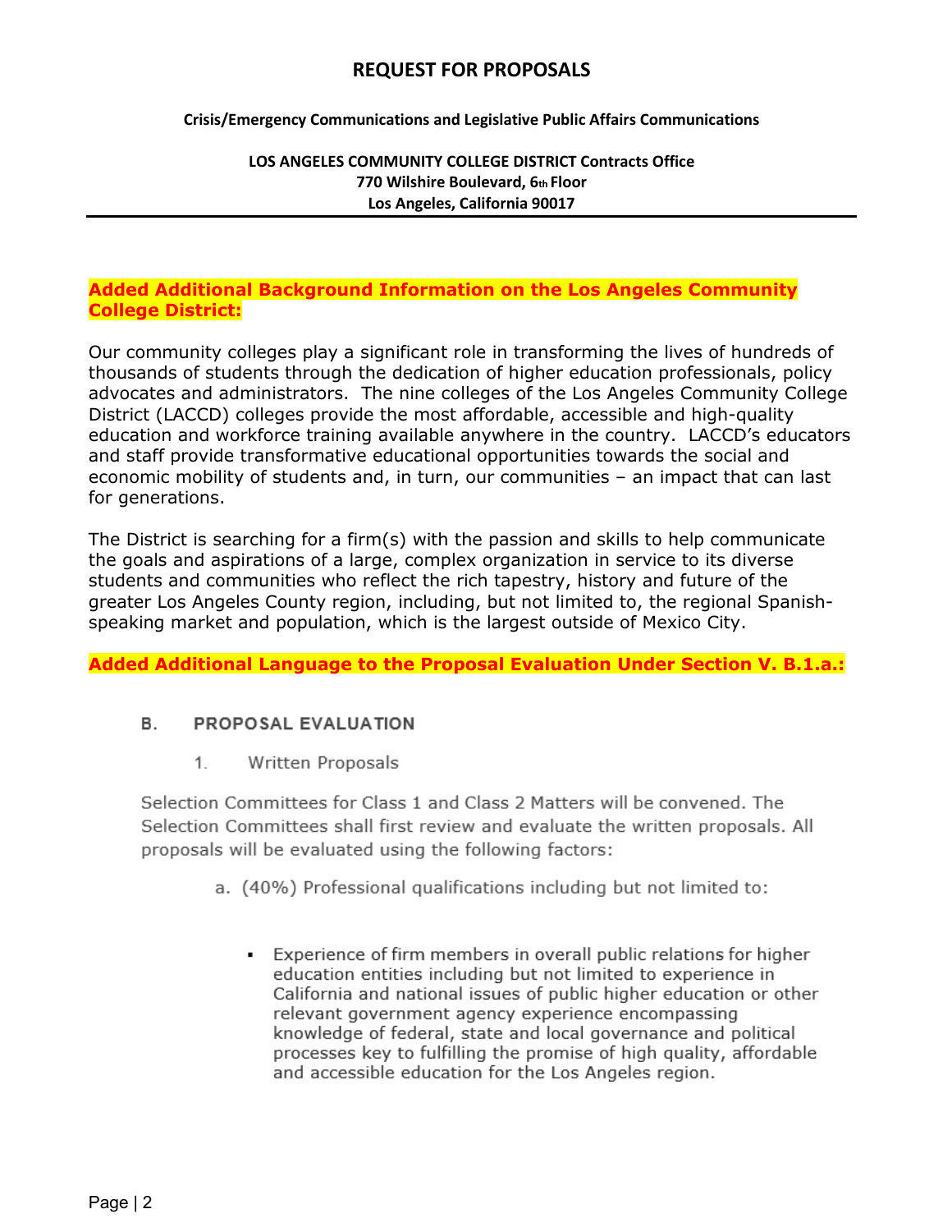# REQUEST FOR PROPOSALS

**Crisis/Emergency Communications and Legislative Public Affairs Communications**

**LOS ANGELES COMMUNITY COLLEGE DISTRICT Contracts Office**
**770 Wilshire Boulevard, 6th Floor**
**Los Angeles, California 90017**

---

**Added Additional Background Information on the Los Angeles Community College District:**

Our community colleges play a significant role in transforming the lives of hundreds of thousands of students through the dedication of higher education professionals, policy advocates and administrators. The nine colleges of the Los Angeles Community College District (LACCD) colleges provide the most affordable, accessible and high-quality education and workforce training available anywhere in the country. LACCD's educators and staff provide transformative educational opportunities towards the social and economic mobility of students and, in turn, our communities – an impact that can last for generations.

The District is searching for a firm(s) with the passion and skills to help communicate the goals and aspirations of a large, complex organization in service to its diverse students and communities who reflect the rich tapestry, history and future of the greater Los Angeles County region, including, but not limited to, the regional Spanish-speaking market and population, which is the largest outside of Mexico City.

**Added Additional Language to the Proposal Evaluation Under Section V. B.1.a.:**

## B. PROPOSAL EVALUATION

1. Written Proposals

Selection Committees for Class 1 and Class 2 Matters will be convened. The Selection Committees shall first review and evaluate the written proposals. All proposals will be evaluated using the following factors:

a. (40%) Professional qualifications including but not limited to:

- Experience of firm members in overall public relations for higher education entities including but not limited to experience in California and national issues of public higher education or other relevant government agency experience encompassing knowledge of federal, state and local governance and political processes key to fulfilling the promise of high quality, affordable and accessible education for the Los Angeles region.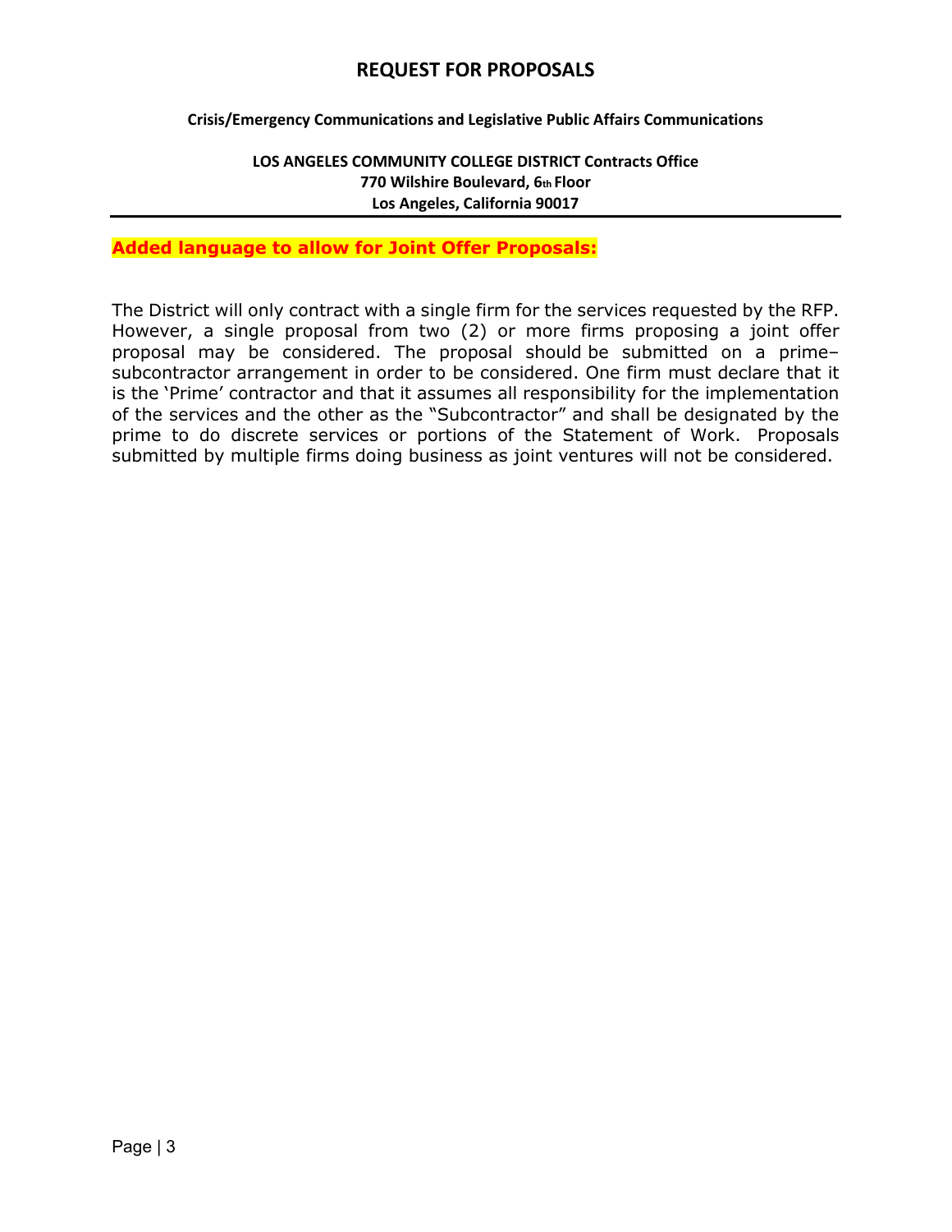# REQUEST FOR PROPOSALS

**Crisis/Emergency Communications and Legislative Public Affairs Communications**

**LOS ANGELES COMMUNITY COLLEGE DISTRICT Contracts Office**
**770 Wilshire Boulevard, 6th Floor**
**Los Angeles, California 90017**

---

**Added language to allow for Joint Offer Proposals:**

The District will only contract with a single firm for the services requested by the RFP. However, a single proposal from two (2) or more firms proposing a joint offer proposal may be considered. The proposal should be submitted on a prime–subcontractor arrangement in order to be considered. One firm must declare that it is the 'Prime' contractor and that it assumes all responsibility for the implementation of the services and the other as the "Subcontractor" and shall be designated by the prime to do discrete services or portions of the Statement of Work. Proposals submitted by multiple firms doing business as joint ventures will not be considered.